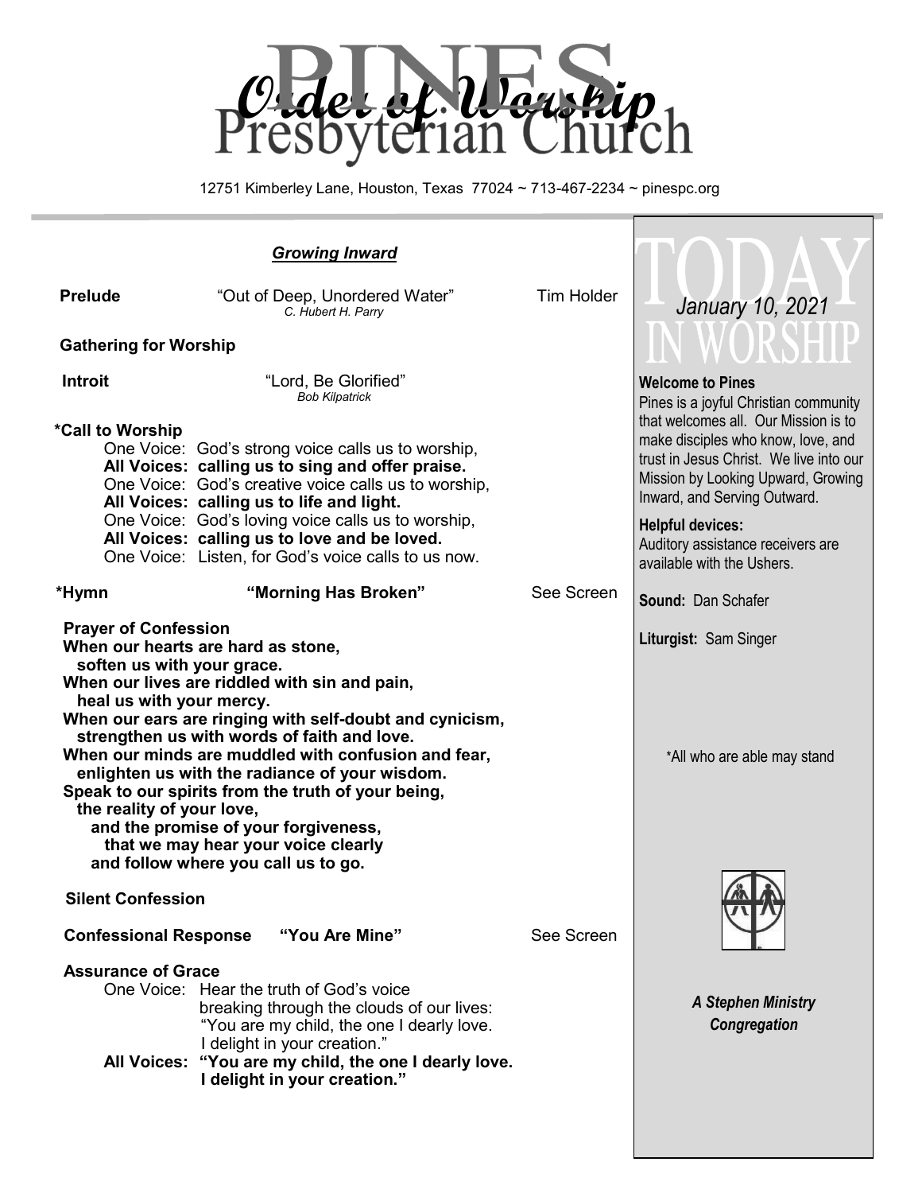# Order of Worship

# PINES Presbyterian Church

12751 Kimberley Lane, Houston, Texas 77024 ~ 713-467-2234 ~ pinespc.org

## *Growing Inward*

**Prelude** "Out of Deep, Unordered Water" Tim Holder
*C. Hubert H. Parry*

**Gathering for Worship**

**Introit** "Lord, Be Glorified"
*Bob Kilpatrick*

**\*Call to Worship**

One Voice: God's strong voice calls us to worship,
**All Voices: calling us to sing and offer praise.**
One Voice: God's creative voice calls us to worship,
**All Voices: calling us to life and light.**
One Voice: God's loving voice calls us to worship,
**All Voices: calling us to love and be loved.**
One Voice: Listen, for God's voice calls to us now.

**\*Hymn** **"Morning Has Broken"** See Screen

**Prayer of Confession**

**When our hearts are hard as stone,**
**soften us with your grace.**
**When our lives are riddled with sin and pain,**
**heal us with your mercy.**
**When our ears are ringing with self-doubt and cynicism,**
**strengthen us with words of faith and love.**
**When our minds are muddled with confusion and fear,**
**enlighten us with the radiance of your wisdom.**
**Speak to our spirits from the truth of your being,**
**the reality of your love,**
**and the promise of your forgiveness,**
**that we may hear your voice clearly**
**and follow where you call us to go.**

**Silent Confession**

**Confessional Response** **"You Are Mine"** See Screen

**Assurance of Grace**

One Voice: Hear the truth of God's voice
breaking through the clouds of our lives:
"You are my child, the one I dearly love.
I delight in your creation."
**All Voices: "You are my child, the one I dearly love.**
**I delight in your creation."**

## TODAY IN WORSHIP

*January 10, 2021*

**Welcome to Pines**
Pines is a joyful Christian community that welcomes all. Our Mission is to make disciples who know, love, and trust in Jesus Christ. We live into our Mission by Looking Upward, Growing Inward, and Serving Outward.

**Helpful devices:**
Auditory assistance receivers are available with the Ushers.

**Sound:** Dan Schafer

**Liturgist:** Sam Singer

\*All who are able may stand

***A Stephen Ministry Congregation***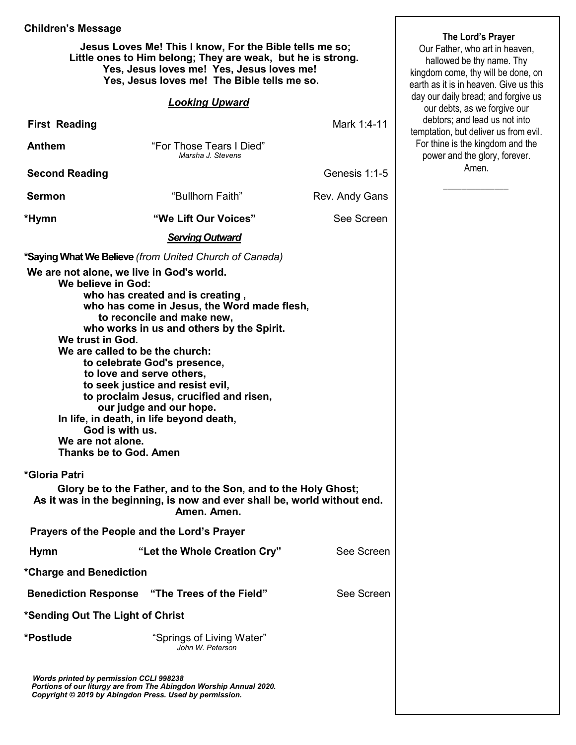**Children's Message**

**Jesus Loves Me! This I know, For the Bible tells me so;**
**Little ones to Him belong; They are weak, but he is strong.**
**Yes, Jesus loves me! Yes, Jesus loves me!**
**Yes, Jesus loves me! The Bible tells me so.**

***Looking Upward***

**First Reading** Mark 1:4-11

**Anthem** "For Those Tears I Died"
*Marsha J. Stevens*

**Second Reading** Genesis 1:1-5

**Sermon** "Bullhorn Faith" Rev. Andy Gans

**\*Hymn** **"We Lift Our Voices"** See Screen

***Serving Outward***

**\*Saying What We Believe** *(from United Church of Canada)*

**We are not alone, we live in God's world.**
**We believe in God:**
**who has created and is creating ,**
**who has come in Jesus, the Word made flesh,**
**to reconcile and make new,**
**who works in us and others by the Spirit.**
**We trust in God.**
**We are called to be the church:**
**to celebrate God's presence,**
**to love and serve others,**
**to seek justice and resist evil,**
**to proclaim Jesus, crucified and risen,**
**our judge and our hope.**
**In life, in death, in life beyond death,**
**God is with us.**
**We are not alone.**
**Thanks be to God. Amen**

**\*Gloria Patri**

**Glory be to the Father, and to the Son, and to the Holy Ghost;**
**As it was in the beginning, is now and ever shall be, world without end.**
**Amen. Amen.**

**Prayers of the People and the Lord's Prayer**

**Hymn** **"Let the Whole Creation Cry"** See Screen

**\*Charge and Benediction**

**Benediction Response** **"The Trees of the Field"** See Screen

**\*Sending Out The Light of Christ**

**\*Postlude** "Springs of Living Water"
*John W. Peterson*

*Words printed by permission CCLI 998238*
*Portions of our liturgy are from The Abingdon Worship Annual 2020.*
*Copyright © 2019 by Abingdon Press. Used by permission.*

**The Lord's Prayer**

Our Father, who art in heaven, hallowed be thy name. Thy kingdom come, thy will be done, on earth as it is in heaven. Give us this day our daily bread; and forgive us our debts, as we forgive our debtors; and lead us not into temptation, but deliver us from evil. For thine is the kingdom and the power and the glory, forever. Amen.

\_\_\_\_\_\_\_\_\_\_\_\_\_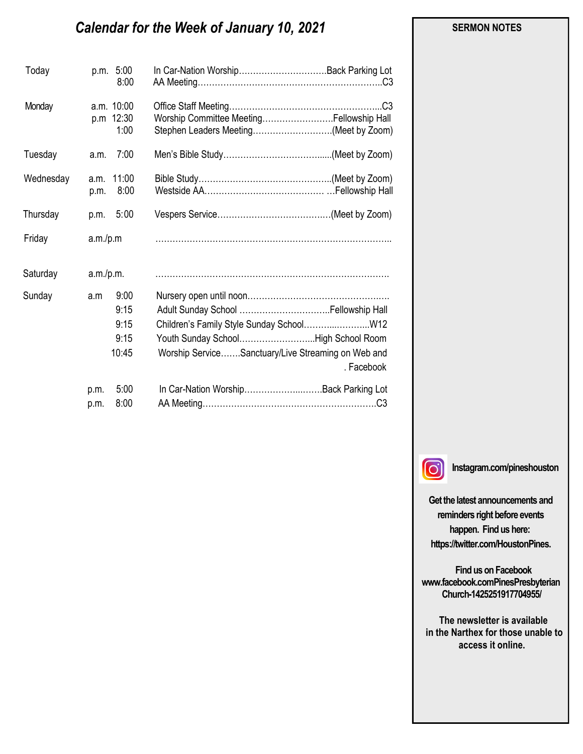# *Calendar for the Week of January 10, 2021*

| Day | | Time | Event | Location |
|---|---|---|---|---|
| Today | p.m. | 5:00 | In Car-Nation Worship | Back Parking Lot |
| | | 8:00 | AA Meeting | C3 |
| Monday | a.m. | 10:00 | Office Staff Meeting | C3 |
| | p.m | 12:30 | Worship Committee Meeting | Fellowship Hall |
| | | 1:00 | Stephen Leaders Meeting | (Meet by Zoom) |
| Tuesday | a.m. | 7:00 | Men's Bible Study | (Meet by Zoom) |
| Wednesday | a.m. | 11:00 | Bible Study | (Meet by Zoom) |
| | p.m. | 8:00 | Westside AA | Fellowship Hall |
| Thursday | p.m. | 5:00 | Vespers Service | (Meet by Zoom) |
| Friday | a.m./p.m | | | |
| Saturday | a.m./p.m. | | | |
| Sunday | a.m | 9:00 | Nursery open until noon | |
| | | 9:15 | Adult Sunday School | Fellowship Hall |
| | | 9:15 | Children's Family Style Sunday School | W12 |
| | | 9:15 | Youth Sunday School | High School Room |
| | | 10:45 | Worship Service | Sanctuary/Live Streaming on Web and Facebook |
| | p.m. | 5:00 | In Car-Nation Worship | Back Parking Lot |
| | p.m. | 8:00 | AA Meeting | C3 |

**SERMON NOTES**

**Instagram.com/pineshouston**

**Get the latest announcements and reminders right before events happen. Find us here: https://twitter.com/HoustonPines.**

**Find us on Facebook**
**www.facebook.comPinesPresbyterian Church-1425251917704955/**

**The newsletter is available in the Narthex for those unable to access it online.**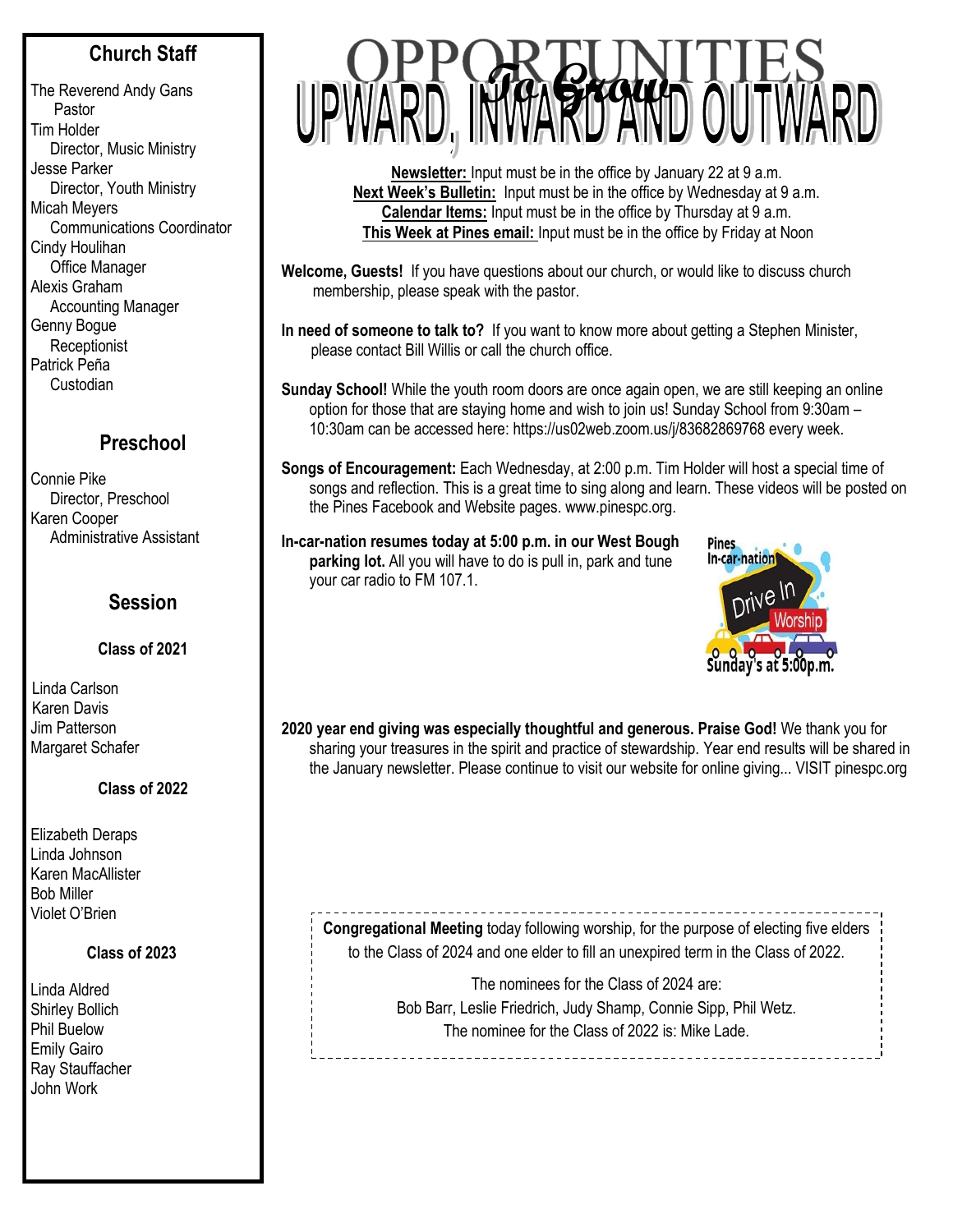## Church Staff

The Reverend Andy Gans
Pastor
Tim Holder
Director, Music Ministry
Jesse Parker
Director, Youth Ministry
Micah Meyers
Communications Coordinator
Cindy Houlihan
Office Manager
Alexis Graham
Accounting Manager
Genny Bogue
Receptionist
Patrick Peña
Custodian

## Preschool

Connie Pike
Director, Preschool
Karen Cooper
Administrative Assistant

## Session

### Class of 2021

Linda Carlson
Karen Davis
Jim Patterson
Margaret Schafer

### Class of 2022

Elizabeth Deraps
Linda Johnson
Karen MacAllister
Bob Miller
Violet O'Brien

### Class of 2023

Linda Aldred
Shirley Bollich
Phil Buelow
Emily Gairo
Ray Stauffacher
John Work

# OPPORTUNITIES To Grow UPWARD, INWARD AND OUTWARD

**Newsletter:** Input must be in the office by January 22 at 9 a.m.
**Next Week's Bulletin:** Input must be in the office by Wednesday at 9 a.m.
**Calendar Items:** Input must be in the office by Thursday at 9 a.m.
**This Week at Pines email:** Input must be in the office by Friday at Noon

**Welcome, Guests!** If you have questions about our church, or would like to discuss church membership, please speak with the pastor.

**In need of someone to talk to?** If you want to know more about getting a Stephen Minister, please contact Bill Willis or call the church office.

**Sunday School!** While the youth room doors are once again open, we are still keeping an online option for those that are staying home and wish to join us! Sunday School from 9:30am – 10:30am can be accessed here: https://us02web.zoom.us/j/83682869768 every week.

**Songs of Encouragement:** Each Wednesday, at 2:00 p.m. Tim Holder will host a special time of songs and reflection. This is a great time to sing along and learn. These videos will be posted on the Pines Facebook and Website pages. www.pinespc.org.

**In-car-nation resumes today at 5:00 p.m. in our West Bough parking lot.** All you will have to do is pull in, park and tune your car radio to FM 107.1.

Pines In-car-nation
Drive In Worship
Sunday's at 5:00p.m.

**2020 year end giving was especially thoughtful and generous. Praise God!** We thank you for sharing your treasures in the spirit and practice of stewardship. Year end results will be shared in the January newsletter. Please continue to visit our website for online giving... VISIT pinespc.org

**Congregational Meeting** today following worship, for the purpose of electing five elders to the Class of 2024 and one elder to fill an unexpired term in the Class of 2022.

The nominees for the Class of 2024 are:
Bob Barr, Leslie Friedrich, Judy Shamp, Connie Sipp, Phil Wetz.
The nominee for the Class of 2022 is: Mike Lade.